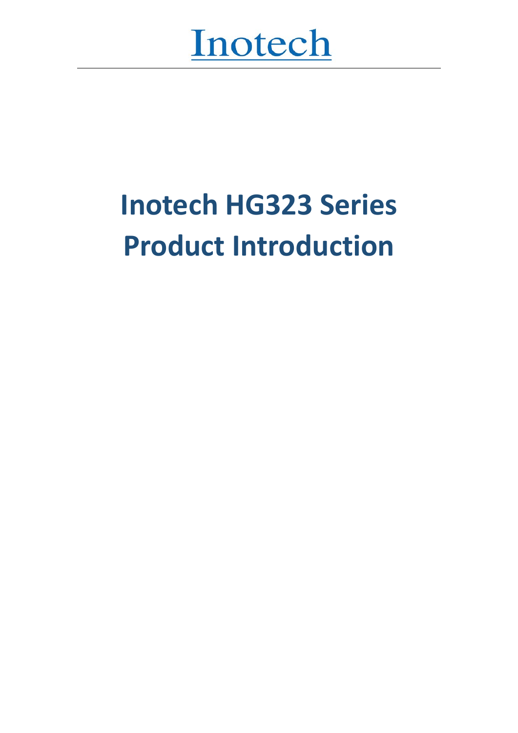Inotech

# Inotech HG323 Series Product Introduction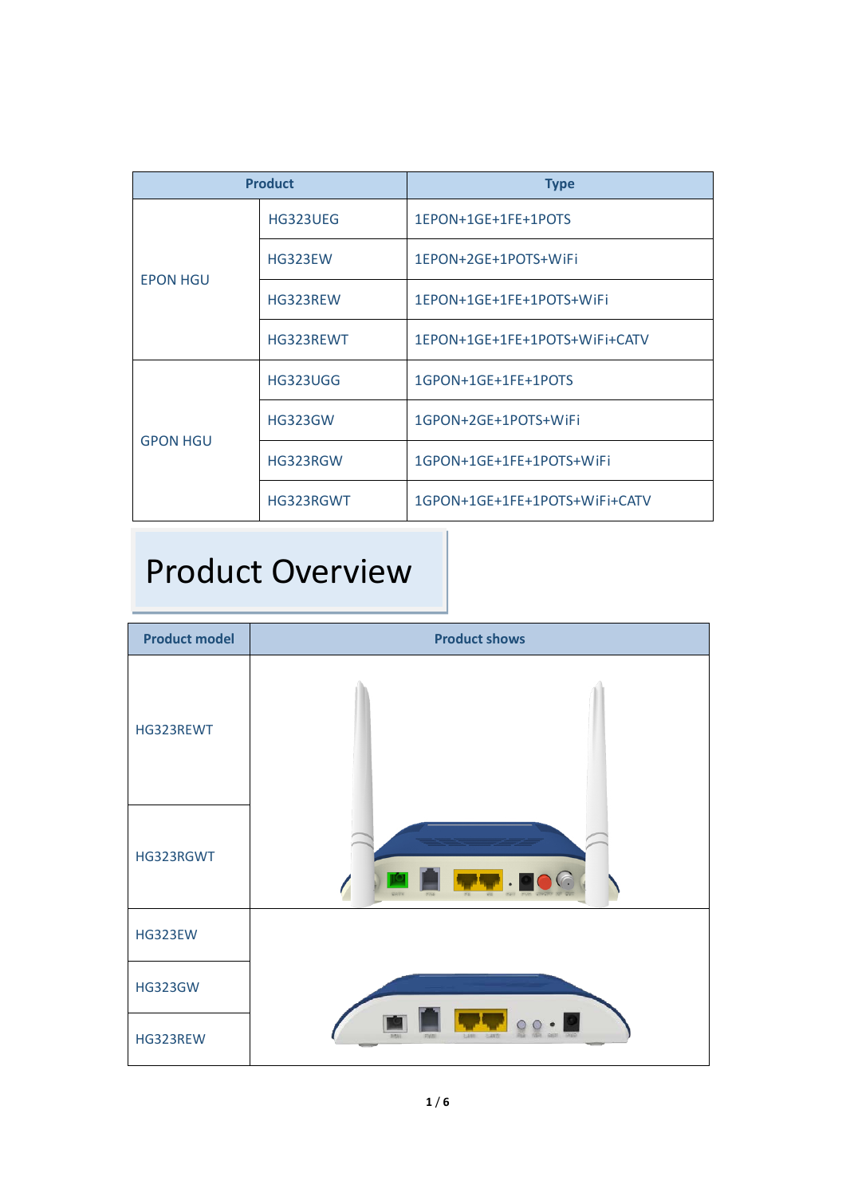| Product | | Type |
|---|---|---|
| EPON HGU | HG323UEG | 1EPON+1GE+1FE+1POTS |
| | HG323EW | 1EPON+2GE+1POTS+WiFi |
| | HG323REW | 1EPON+1GE+1FE+1POTS+WiFi |
| | HG323REWT | 1EPON+1GE+1FE+1POTS+WiFi+CATV |
| GPON HGU | HG323UGG | 1GPON+1GE+1FE+1POTS |
| | HG323GW | 1GPON+2GE+1POTS+WiFi |
| | HG323RGW | 1GPON+1GE+1FE+1POTS+WiFi |
| | HG323RGWT | 1GPON+1GE+1FE+1POTS+WiFi+CATV |

# Product Overview

| Product model | Product shows |
|---|---|
| HG323REWT | |
| HG323RGWT | |
| HG323EW | |
| HG323GW | |
| HG323REW | |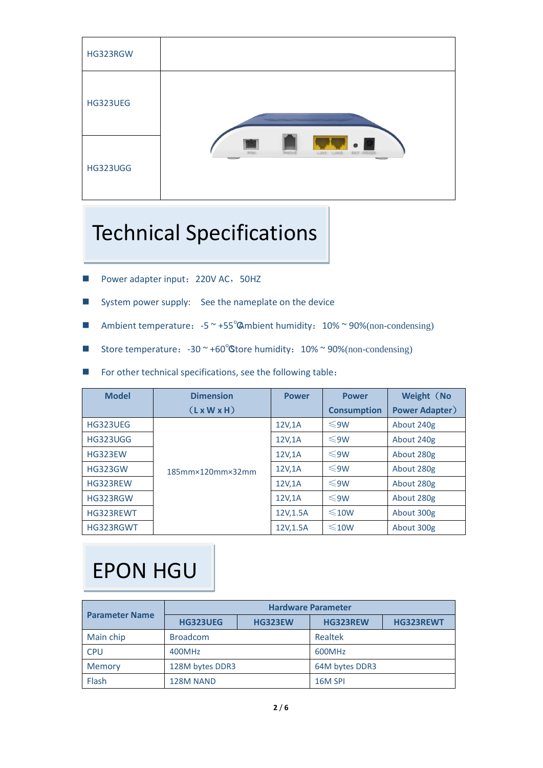| HG323RGW | |
| --- | --- |
| HG323UEG | |
| HG323UGG | |

# Technical Specifications

- Power adapter input：220V AC，50HZ
- System power supply:   See the nameplate on the device
- Ambient temperature：-5 ~ +55℃ Ambient humidity：10% ~ 90%(non-condensing)
- Store temperature：-30 ~ +60℃ Store humidity：10% ~ 90%(non-condensing)
- For other technical specifications, see the following table：

| Model | Dimension（L x W x H） | Power | Power Consumption | Weight（No Power Adapter） |
| --- | --- | --- | --- | --- |
| HG323UEG | 185mm×120mm×32mm | 12V,1A | ≤9W | About 240g |
| HG323UGG | | 12V,1A | ≤9W | About 240g |
| HG323EW | | 12V,1A | ≤9W | About 280g |
| HG323GW | | 12V,1A | ≤9W | About 280g |
| HG323REW | | 12V,1A | ≤9W | About 280g |
| HG323RGW | | 12V,1A | ≤9W | About 280g |
| HG323REWT | | 12V,1.5A | ≤10W | About 300g |
| HG323RGWT | | 12V,1.5A | ≤10W | About 300g |

# EPON HGU

| Parameter Name | Hardware Parameter | | | |
| --- | --- | --- | --- | --- |
| | HG323UEG | HG323EW | HG323REW | HG323REWT |
| Main chip | Broadcom | | Realtek | |
| CPU | 400MHz | | 600MHz | |
| Memory | 128M bytes DDR3 | | 64M bytes DDR3 | |
| Flash | 128M NAND | | 16M SPI | |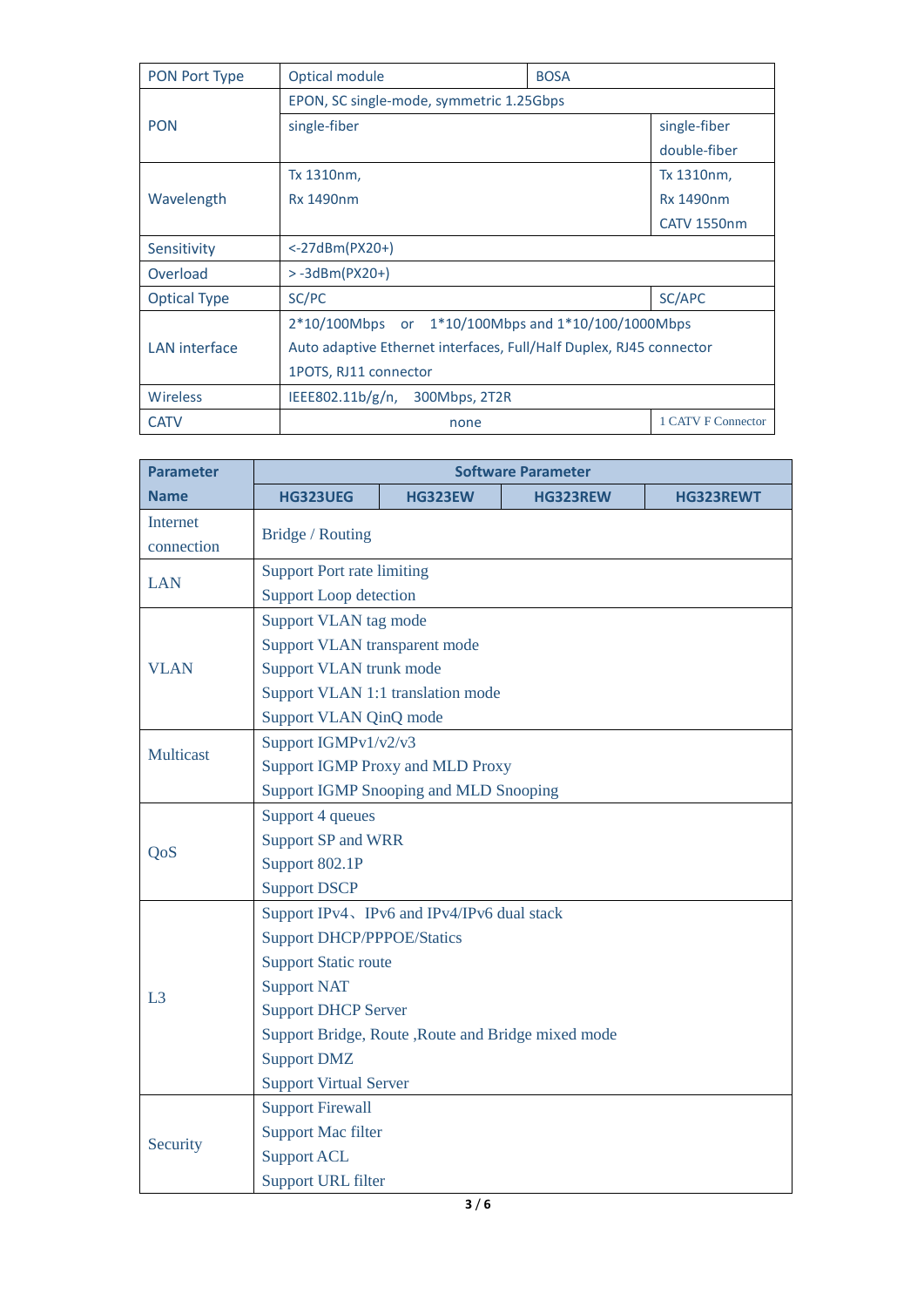| PON Port Type | Optical module | BOSA | |
|---|---|---|---|
| PON | EPON, SC single-mode, symmetric 1.25Gbps | | |
| | single-fiber | | single-fiber<br>double-fiber |
| Wavelength | Tx 1310nm,<br>Rx 1490nm | | Tx 1310nm,<br>Rx 1490nm<br>CATV 1550nm |
| Sensitivity | <-27dBm(PX20+) | | |
| Overload | > -3dBm(PX20+) | | |
| Optical Type | SC/PC | | SC/APC |
| LAN interface | 2*10/100Mbps or 1*10/100Mbps and 1*10/100/1000Mbps<br>Auto adaptive Ethernet interfaces, Full/Half Duplex, RJ45 connector<br>1POTS, RJ11 connector | | |
| Wireless | IEEE802.11b/g/n, 300Mbps, 2T2R | | |
| CATV | none | | 1 CATV F Connector |

| Parameter Name | Software Parameter | | | |
|---|---|---|---|---|
| | HG323UEG | HG323EW | HG323REW | HG323REWT |
| Internet connection | Bridge / Routing | | | |
| LAN | Support Port rate limiting<br>Support Loop detection | | | |
| VLAN | Support VLAN tag mode<br>Support VLAN transparent mode<br>Support VLAN trunk mode<br>Support VLAN 1:1 translation mode<br>Support VLAN QinQ mode | | | |
| Multicast | Support IGMPv1/v2/v3<br>Support IGMP Proxy and MLD Proxy<br>Support IGMP Snooping and MLD Snooping | | | |
| QoS | Support 4 queues<br>Support SP and WRR<br>Support 802.1P<br>Support DSCP | | | |
| L3 | Support IPv4、IPv6 and IPv4/IPv6 dual stack<br>Support DHCP/PPPOE/Statics<br>Support Static route<br>Support NAT<br>Support DHCP Server<br>Support Bridge, Route ,Route and Bridge mixed mode<br>Support DMZ<br>Support Virtual Server | | | |
| Security | Support Firewall<br>Support Mac filter<br>Support ACL<br>Support URL filter | | | |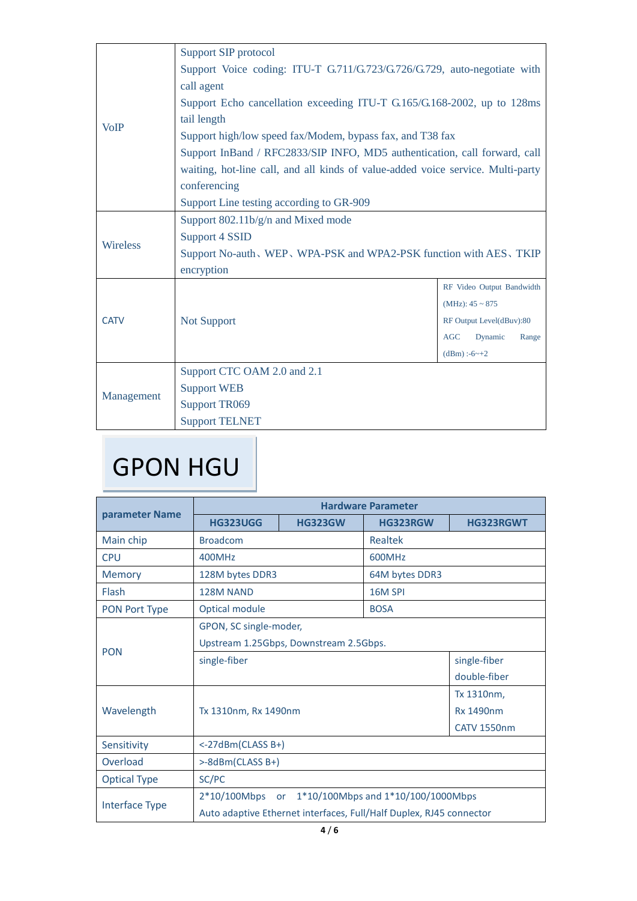| | |
|---|---|
| VoIP | Support SIP protocol<br>Support Voice coding: ITU-T G.711/G.723/G.726/G.729, auto-negotiate with call agent<br>Support Echo cancellation exceeding ITU-T G.165/G.168-2002, up to 128ms tail length<br>Support high/low speed fax/Modem, bypass fax, and T38 fax<br>Support InBand / RFC2833/SIP INFO, MD5 authentication, call forward, call waiting, hot-line call, and all kinds of value-added voice service. Multi-party conferencing<br>Support Line testing according to GR-909 |
| Wireless | Support 802.11b/g/n and Mixed mode<br>Support 4 SSID<br>Support No-auth、WEP、WPA-PSK and WPA2-PSK function with AES、TKIP encryption |
| CATV | Not Support \| RF Video Output Bandwidth (MHz): 45 ~ 875<br>RF Output Level(dBuv):80<br>AGC Dynamic Range (dBm) :-6~+2 |
| Management | Support CTC OAM 2.0 and 2.1<br>Support WEB<br>Support TR069<br>Support TELNET |

# GPON HGU

| parameter Name | Hardware Parameter | | | |
|---|---|---|---|---|
| | HG323UGG | HG323GW | HG323RGW | HG323RGWT |
| Main chip | Broadcom | | Realtek | |
| CPU | 400MHz | | 600MHz | |
| Memory | 128M bytes DDR3 | | 64M bytes DDR3 | |
| Flash | 128M NAND | | 16M SPI | |
| PON Port Type | Optical module | | BOSA | |
| PON | GPON, SC single-moder,<br>Upstream 1.25Gbps, Downstream 2.5Gbps. | | | |
| | single-fiber | | | single-fiber<br>double-fiber |
| Wavelength | Tx 1310nm, Rx 1490nm | | | Tx 1310nm,<br>Rx 1490nm<br>CATV 1550nm |
| Sensitivity | <-27dBm(CLASS B+) | | | |
| Overload | >-8dBm(CLASS B+) | | | |
| Optical Type | SC/PC | | | |
| Interface Type | 2*10/100Mbps or 1*10/100Mbps and 1*10/100/1000Mbps<br>Auto adaptive Ethernet interfaces, Full/Half Duplex, RJ45 connector | | | |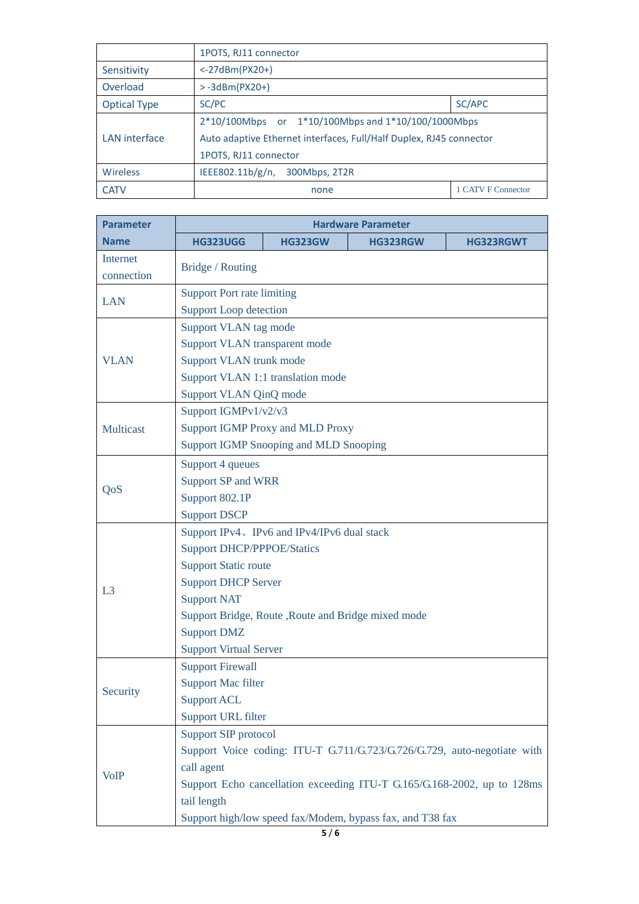| | 1POTS, RJ11 connector | |
|---|---|---|
| Sensitivity | <-27dBm(PX20+) | |
| Overload | > -3dBm(PX20+) | |
| Optical Type | SC/PC | SC/APC |
| LAN interface | 2*10/100Mbps or 1*10/100Mbps and 1*10/100/1000Mbps<br>Auto adaptive Ethernet interfaces, Full/Half Duplex, RJ45 connector<br>1POTS, RJ11 connector | |
| Wireless | IEEE802.11b/g/n, 300Mbps, 2T2R | |
| CATV | none | 1 CATV F Connector |

| Parameter Name | Hardware Parameter | | | |
|---|---|---|---|---|
| | HG323UGG | HG323GW | HG323RGW | HG323RGWT |
| Internet connection | Bridge / Routing | | | |
| LAN | Support Port rate limiting<br>Support Loop detection | | | |
| VLAN | Support VLAN tag mode<br>Support VLAN transparent mode<br>Support VLAN trunk mode<br>Support VLAN 1:1 translation mode<br>Support VLAN QinQ mode | | | |
| Multicast | Support IGMPv1/v2/v3<br>Support IGMP Proxy and MLD Proxy<br>Support IGMP Snooping and MLD Snooping | | | |
| QoS | Support 4 queues<br>Support SP and WRR<br>Support 802.1P<br>Support DSCP | | | |
| L3 | Support IPv4、IPv6 and IPv4/IPv6 dual stack<br>Support DHCP/PPPOE/Statics<br>Support Static route<br>Support DHCP Server<br>Support NAT<br>Support Bridge, Route ,Route and Bridge mixed mode<br>Support DMZ<br>Support Virtual Server | | | |
| Security | Support Firewall<br>Support Mac filter<br>Support ACL<br>Support URL filter | | | |
| VoIP | Support SIP protocol<br>Support Voice coding: ITU-T G.711/G.723/G.726/G.729, auto-negotiate with call agent<br>Support Echo cancellation exceeding ITU-T G.165/G.168-2002, up to 128ms tail length<br>Support high/low speed fax/Modem, bypass fax, and T38 fax | | | |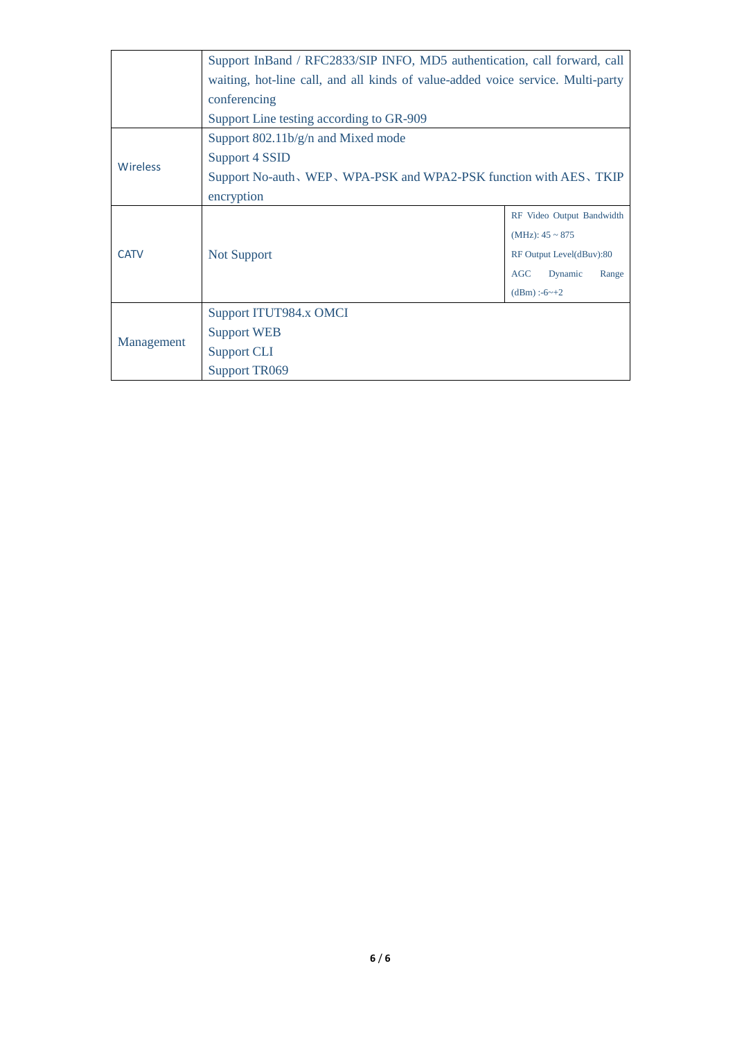| | | |
|---|---|---|
| | Support InBand / RFC2833/SIP INFO, MD5 authentication, call forward, call waiting, hot-line call, and all kinds of value-added voice service. Multi-party conferencing<br>Support Line testing according to GR-909 | |
| Wireless | Support 802.11b/g/n and Mixed mode<br>Support 4 SSID<br>Support No-auth、WEP、WPA-PSK and WPA2-PSK function with AES、TKIP encryption | |
| CATV | Not Support | RF Video Output Bandwidth (MHz): 45 ~ 875<br>RF Output Level(dBuv):80<br>AGC Dynamic Range (dBm) :-6~+2 |
| Management | Support ITUT984.x OMCI<br>Support WEB<br>Support CLI<br>Support TR069 | |